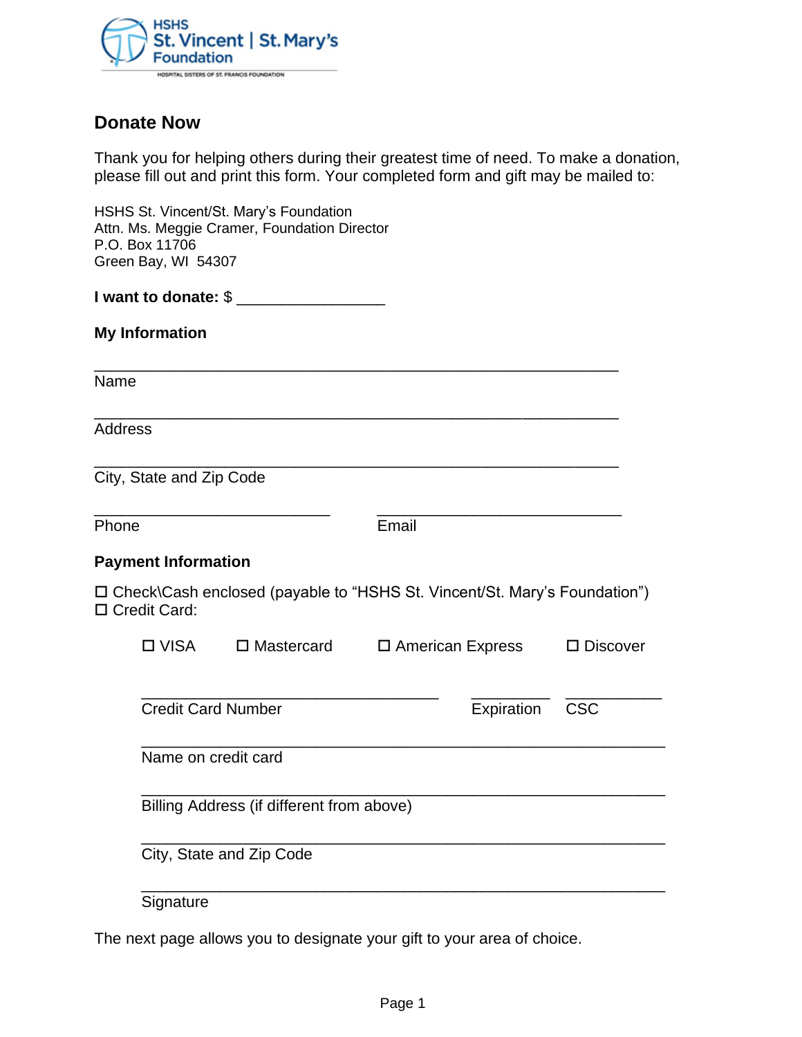HSHS St. Vincent | St. Mary's Foundation

HOSPITAL SISTERS OF ST. FRANCIS FOUNDATION

## Donate Now

Thank you for helping others during their greatest time of need. To make a donation, please fill out and print this form. Your completed form and gift may be mailed to:

HSHS St. Vincent/St. Mary's Foundation
Attn. Ms. Meggie Cramer, Foundation Director
P.O. Box 11706
Green Bay, WI 54307

**I want to donate:** $ _________________

**My Information**

_______________________________________________________
Name

_______________________________________________________
Address

_______________________________________________________
City, State and Zip Code

___________________________ ___________________________
Phone Email

**Payment Information**

☐ Check\Cash enclosed (payable to "HSHS St. Vincent/St. Mary's Foundation")
☐ Credit Card:

☐ VISA ☐ Mastercard ☐ American Express ☐ Discover

__________________________________ _________ ___________
Credit Card Number Expiration CSC

_______________________________________________________
Name on credit card

_______________________________________________________
Billing Address (if different from above)

_______________________________________________________
City, State and Zip Code

_______________________________________________________
Signature

The next page allows you to designate your gift to your area of choice.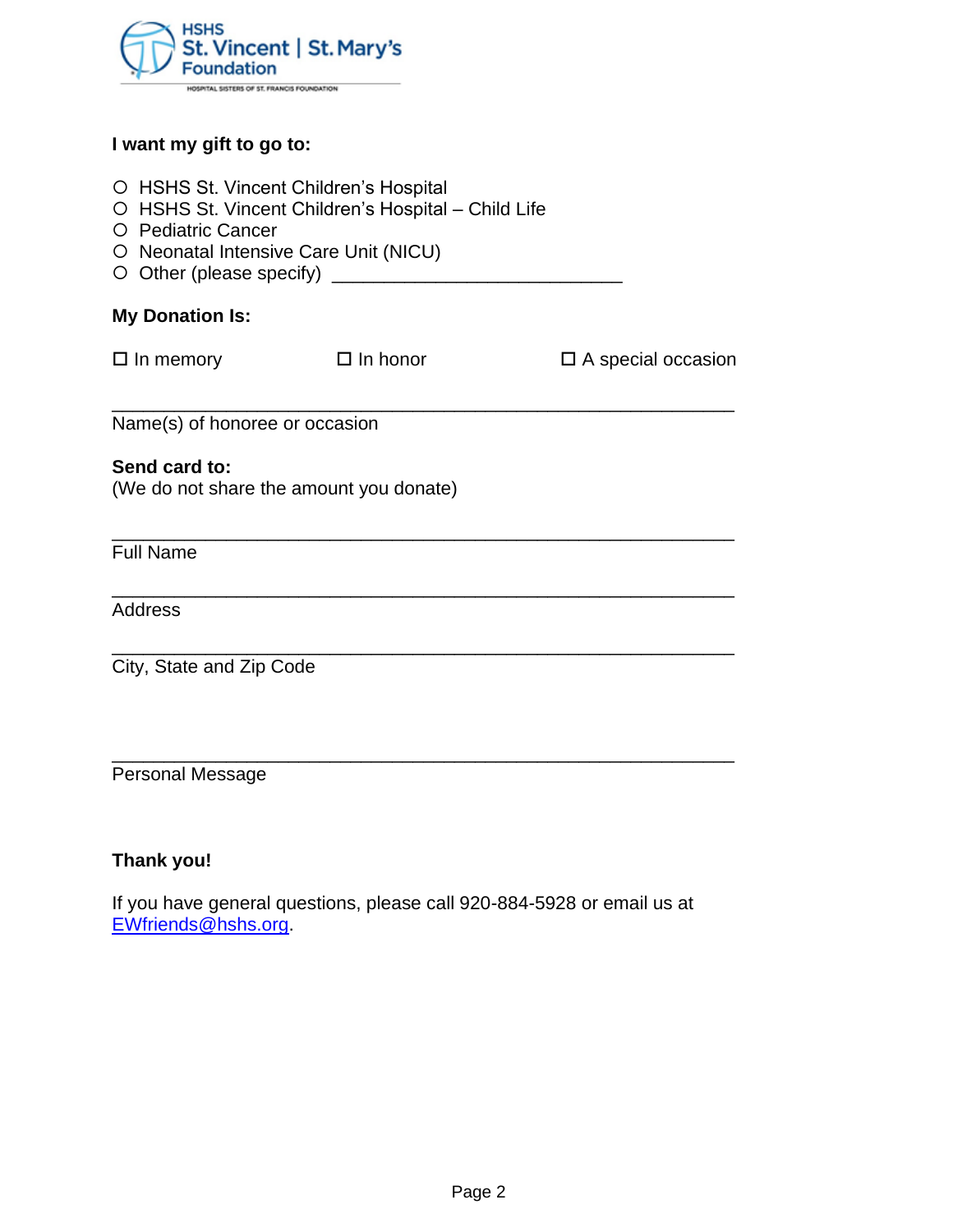HSHS St. Vincent | St. Mary's Foundation

HOSPITAL SISTERS OF ST. FRANCIS FOUNDATION

**I want my gift to go to:**

- ○ HSHS St. Vincent Children's Hospital
- ○ HSHS St. Vincent Children's Hospital – Child Life
- ○ Pediatric Cancer
- ○ Neonatal Intensive Care Unit (NICU)
- ○ Other (please specify) ___________________________

**My Donation Is:**

☐ In memory ☐ In honor ☐ A special occasion

_______________________________________________________

Name(s) of honoree or occasion

**Send card to:**
(We do not share the amount you donate)

_______________________________________________________

Full Name

_______________________________________________________

Address

_______________________________________________________

City, State and Zip Code

_______________________________________________________

Personal Message

**Thank you!**

If you have general questions, please call 920-884-5928 or email us at EWfriends@hshs.org.